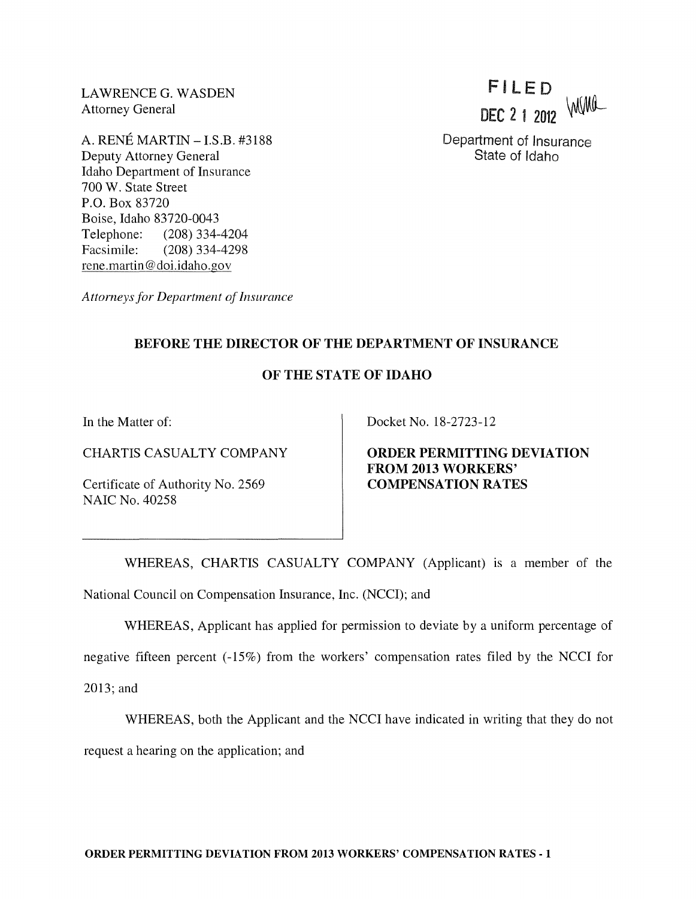LAWRENCE G. WASDEN
Attorney General

A. RENÉ MARTIN – I.S.B. #3188
Deputy Attorney General
Idaho Department of Insurance
700 W. State Street
P.O. Box 83720
Boise, Idaho 83720-0043
Telephone: (208) 334-4204
Facsimile: (208) 334-4298
rene.martin@doi.idaho.gov

*Attorneys for Department of Insurance*

FILED
DEC 2 1 2012
Department of Insurance
State of Idaho

**BEFORE THE DIRECTOR OF THE DEPARTMENT OF INSURANCE**

**OF THE STATE OF IDAHO**

| | |
|---|---|
| In the Matter of:<br><br>CHARTIS CASUALTY COMPANY<br><br>Certificate of Authority No. 2569<br>NAIC No. 40258 | Docket No. 18-2723-12<br><br>**ORDER PERMITTING DEVIATION FROM 2013 WORKERS' COMPENSATION RATES** |

WHEREAS, CHARTIS CASUALTY COMPANY (Applicant) is a member of the National Council on Compensation Insurance, Inc. (NCCI); and

WHEREAS, Applicant has applied for permission to deviate by a uniform percentage of negative fifteen percent (-15%) from the workers' compensation rates filed by the NCCI for 2013; and

WHEREAS, both the Applicant and the NCCI have indicated in writing that they do not request a hearing on the application; and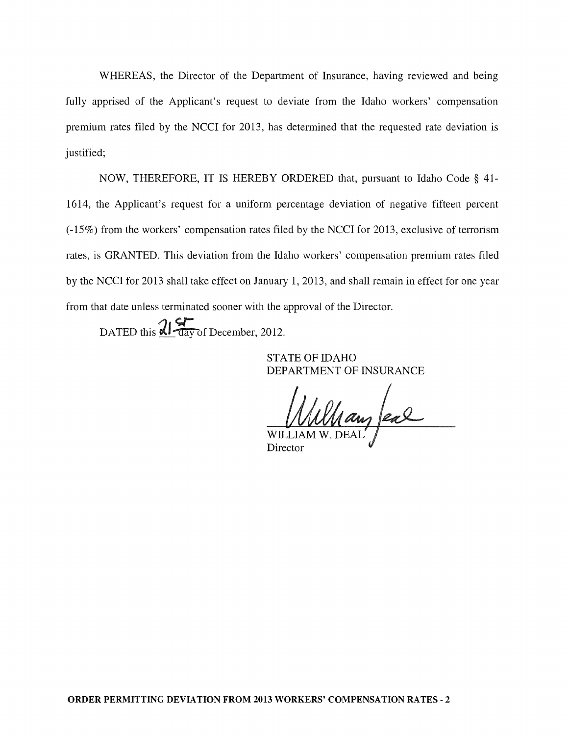WHEREAS, the Director of the Department of Insurance, having reviewed and being fully apprised of the Applicant's request to deviate from the Idaho workers' compensation premium rates filed by the NCCI for 2013, has determined that the requested rate deviation is justified;

NOW, THEREFORE, IT IS HEREBY ORDERED that, pursuant to Idaho Code § 41-1614, the Applicant's request for a uniform percentage deviation of negative fifteen percent (-15%) from the workers' compensation rates filed by the NCCI for 2013, exclusive of terrorism rates, is GRANTED. This deviation from the Idaho workers' compensation premium rates filed by the NCCI for 2013 shall take effect on January 1, 2013, and shall remain in effect for one year from that date unless terminated sooner with the approval of the Director.

DATED this 21st day of December, 2012.

STATE OF IDAHO
DEPARTMENT OF INSURANCE

WILLIAM W. DEAL
Director

**ORDER PERMITTING DEVIATION FROM 2013 WORKERS' COMPENSATION RATES - 2**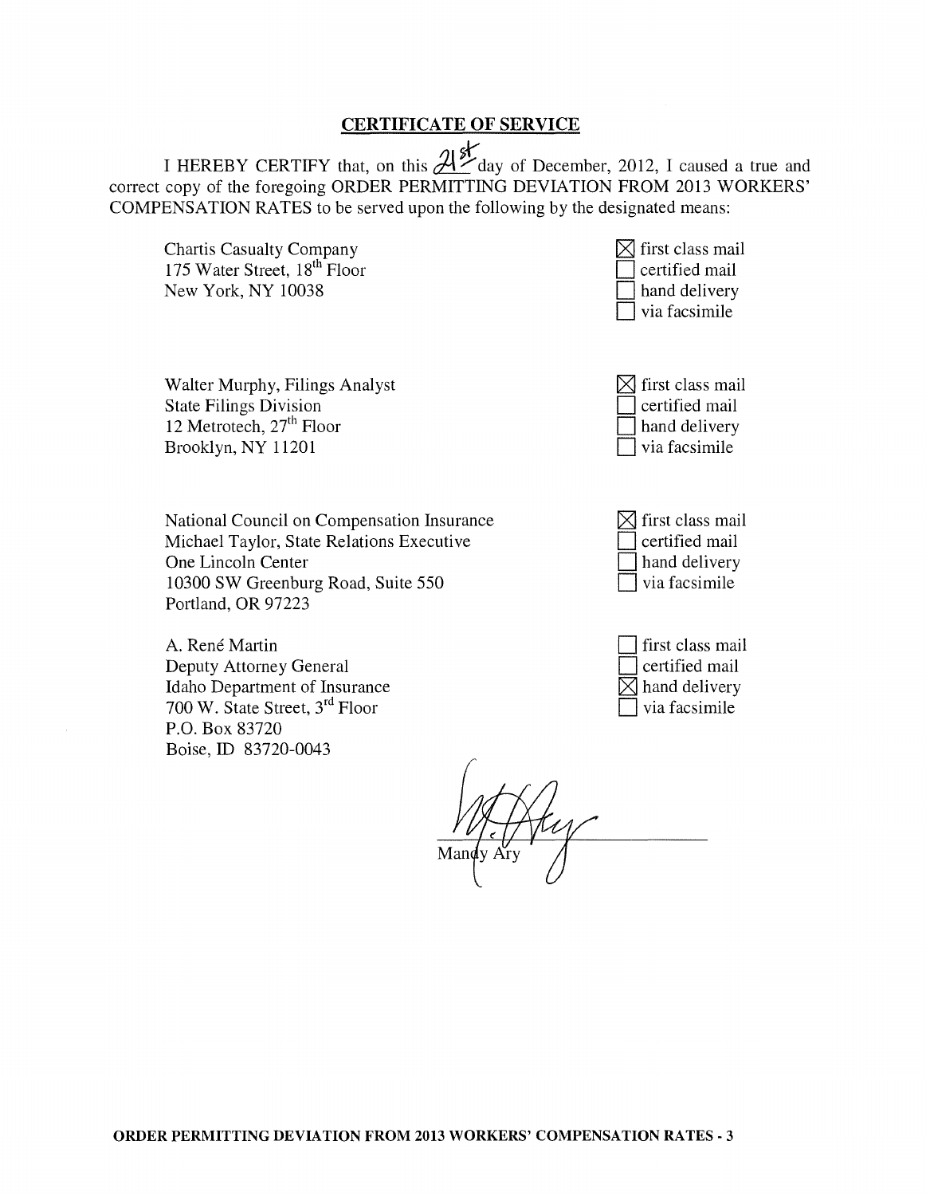## CERTIFICATE OF SERVICE

I HEREBY CERTIFY that, on this 21st day of December, 2012, I caused a true and correct copy of the foregoing ORDER PERMITTING DEVIATION FROM 2013 WORKERS' COMPENSATION RATES to be served upon the following by the designated means:

| | |
|---|---|
| Chartis Casualty Company<br>175 Water Street, 18th Floor<br>New York, NY 10038 | ☒ first class mail<br>☐ certified mail<br>☐ hand delivery<br>☐ via facsimile |
| Walter Murphy, Filings Analyst<br>State Filings Division<br>12 Metrotech, 27th Floor<br>Brooklyn, NY 11201 | ☒ first class mail<br>☐ certified mail<br>☐ hand delivery<br>☐ via facsimile |
| National Council on Compensation Insurance<br>Michael Taylor, State Relations Executive<br>One Lincoln Center<br>10300 SW Greenburg Road, Suite 550<br>Portland, OR 97223 | ☒ first class mail<br>☐ certified mail<br>☐ hand delivery<br>☐ via facsimile |
| A. René Martin<br>Deputy Attorney General<br>Idaho Department of Insurance<br>700 W. State Street, 3rd Floor<br>P.O. Box 83720<br>Boise, ID 83720-0043 | ☐ first class mail<br>☐ certified mail<br>☒ hand delivery<br>☐ via facsimile |

Mandy Ary